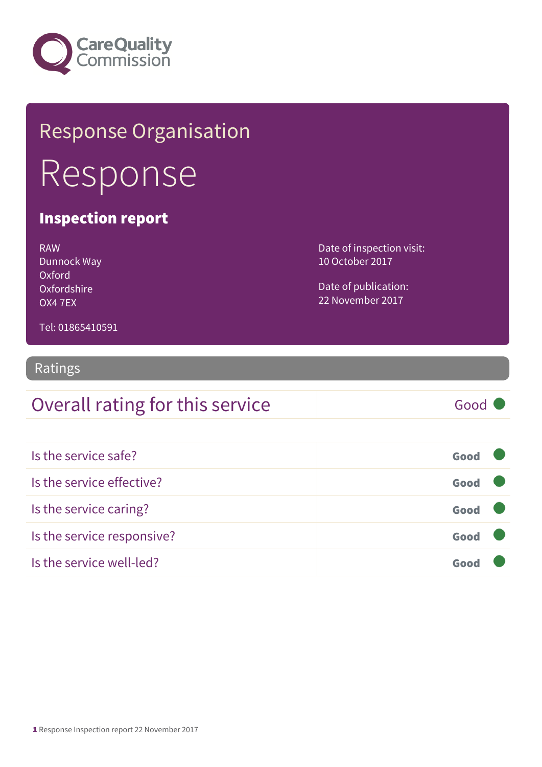Care Quality Commission

# Response Organisation

# Response

## Inspection report

RAW
Dunnock Way
Oxford
Oxfordshire
OX4 7EX

Tel: 01865410591

Date of inspection visit:
10 October 2017

Date of publication:
22 November 2017

## Ratings

| Overall rating for this service | Good |
|---|---|

| | |
|---|---|
| Is the service safe? | Good |
| Is the service effective? | Good |
| Is the service caring? | Good |
| Is the service responsive? | Good |
| Is the service well-led? | Good |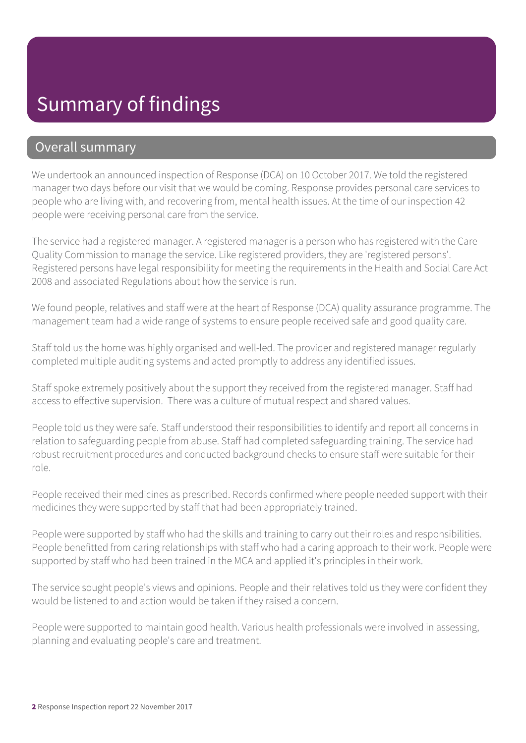# Summary of findings

## Overall summary

We undertook an announced inspection of Response (DCA) on 10 October 2017. We told the registered manager two days before our visit that we would be coming. Response provides personal care services to people who are living with, and recovering from, mental health issues. At the time of our inspection 42 people were receiving personal care from the service.

The service had a registered manager. A registered manager is a person who has registered with the Care Quality Commission to manage the service. Like registered providers, they are 'registered persons'. Registered persons have legal responsibility for meeting the requirements in the Health and Social Care Act 2008 and associated Regulations about how the service is run.

We found people, relatives and staff were at the heart of Response (DCA) quality assurance programme. The management team had a wide range of systems to ensure people received safe and good quality care.

Staff told us the home was highly organised and well-led. The provider and registered manager regularly completed multiple auditing systems and acted promptly to address any identified issues.

Staff spoke extremely positively about the support they received from the registered manager. Staff had access to effective supervision. There was a culture of mutual respect and shared values.

People told us they were safe. Staff understood their responsibilities to identify and report all concerns in relation to safeguarding people from abuse. Staff had completed safeguarding training. The service had robust recruitment procedures and conducted background checks to ensure staff were suitable for their role.

People received their medicines as prescribed. Records confirmed where people needed support with their medicines they were supported by staff that had been appropriately trained.

People were supported by staff who had the skills and training to carry out their roles and responsibilities. People benefitted from caring relationships with staff who had a caring approach to their work. People were supported by staff who had been trained in the MCA and applied it's principles in their work.

The service sought people's views and opinions. People and their relatives told us they were confident they would be listened to and action would be taken if they raised a concern.

People were supported to maintain good health. Various health professionals were involved in assessing, planning and evaluating people's care and treatment.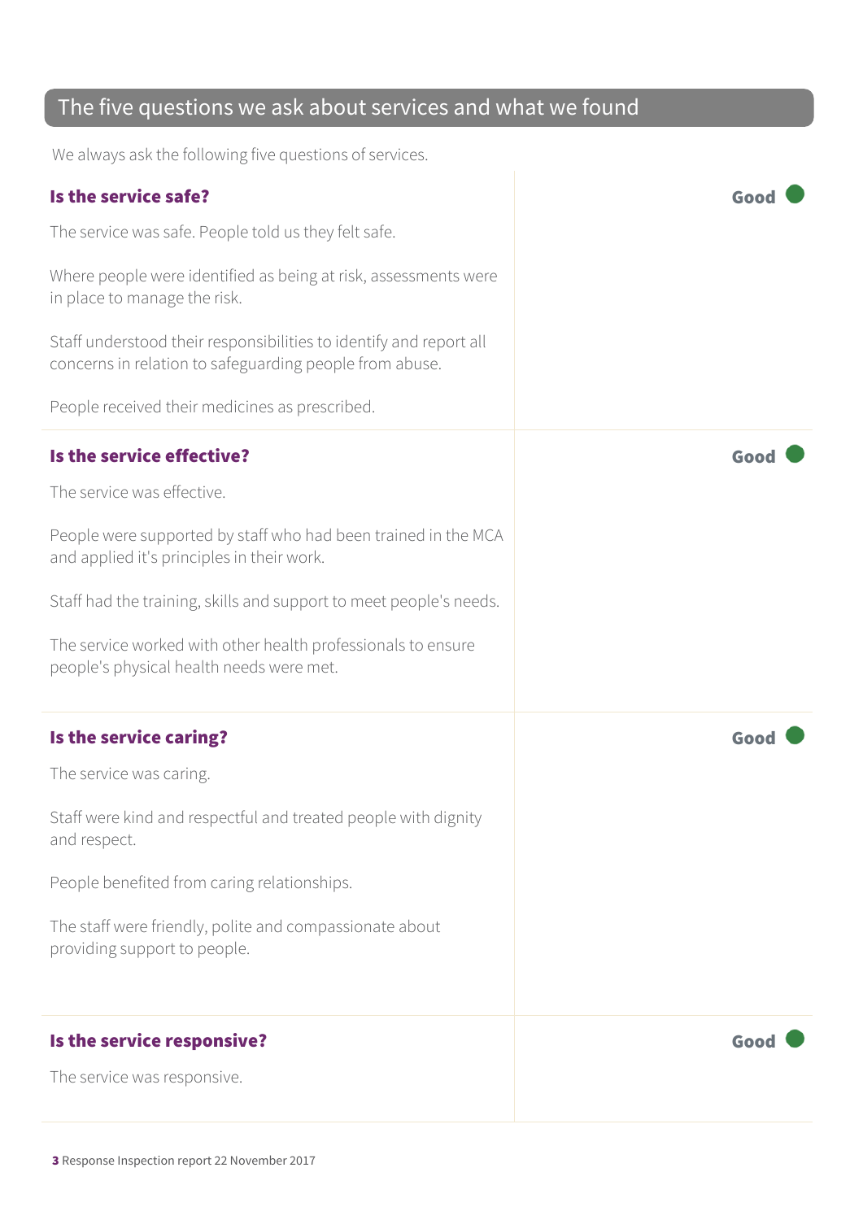## The five questions we ask about services and what we found

We always ask the following five questions of services.

### Is the service safe?

**Good**

The service was safe. People told us they felt safe.

Where people were identified as being at risk, assessments were in place to manage the risk.

Staff understood their responsibilities to identify and report all concerns in relation to safeguarding people from abuse.

People received their medicines as prescribed.

### Is the service effective?

**Good**

The service was effective.

People were supported by staff who had been trained in the MCA and applied it's principles in their work.

Staff had the training, skills and support to meet people's needs.

The service worked with other health professionals to ensure people's physical health needs were met.

### Is the service caring?

**Good**

The service was caring.

Staff were kind and respectful and treated people with dignity and respect.

People benefited from caring relationships.

The staff were friendly, polite and compassionate about providing support to people.

### Is the service responsive?

**Good**

The service was responsive.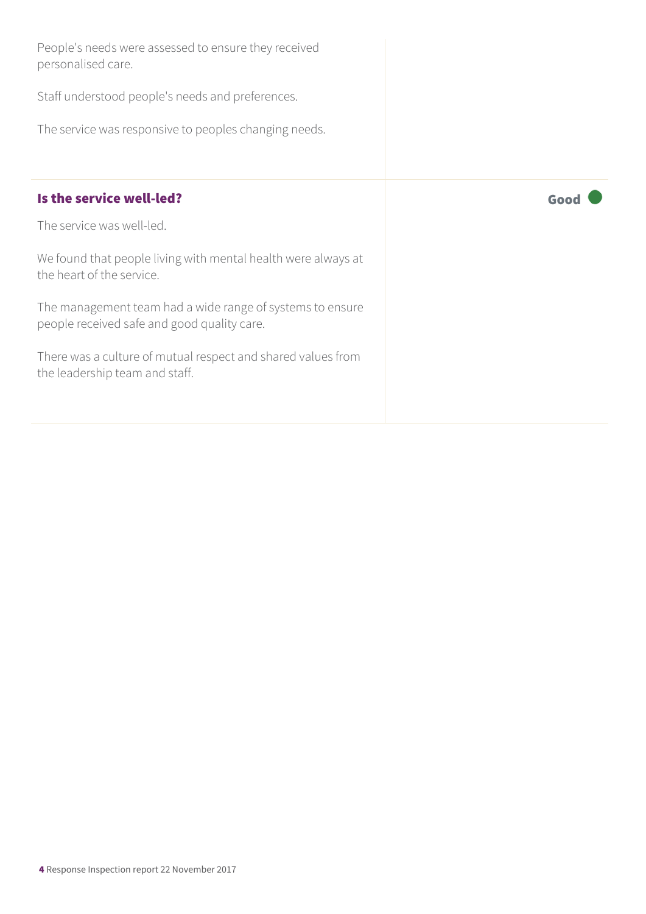People's needs were assessed to ensure they received personalised care.

Staff understood people's needs and preferences.

The service was responsive to peoples changing needs.

### Is the service well-led?

**Good**

The service was well-led.

We found that people living with mental health were always at the heart of the service.

The management team had a wide range of systems to ensure people received safe and good quality care.

There was a culture of mutual respect and shared values from the leadership team and staff.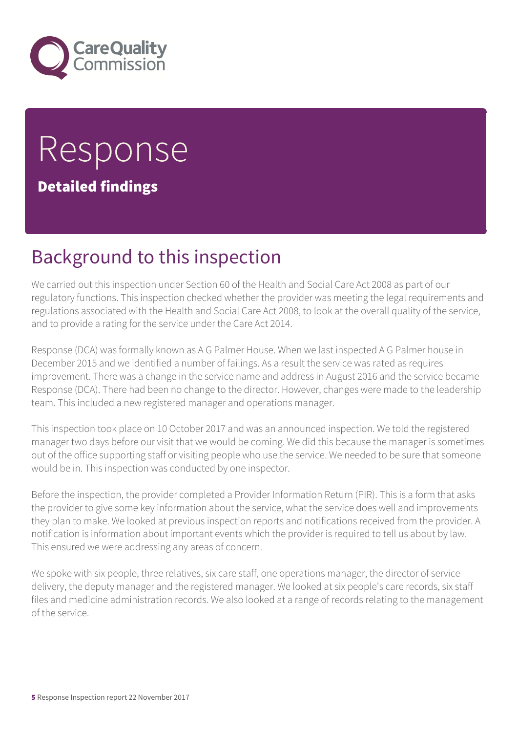# Response

**Detailed findings**

## Background to this inspection

We carried out this inspection under Section 60 of the Health and Social Care Act 2008 as part of our regulatory functions. This inspection checked whether the provider was meeting the legal requirements and regulations associated with the Health and Social Care Act 2008, to look at the overall quality of the service, and to provide a rating for the service under the Care Act 2014.

Response (DCA) was formally known as A G Palmer House. When we last inspected A G Palmer house in December 2015 and we identified a number of failings. As a result the service was rated as requires improvement. There was a change in the service name and address in August 2016 and the service became Response (DCA). There had been no change to the director. However, changes were made to the leadership team. This included a new registered manager and operations manager.

This inspection took place on 10 October 2017 and was an announced inspection. We told the registered manager two days before our visit that we would be coming. We did this because the manager is sometimes out of the office supporting staff or visiting people who use the service. We needed to be sure that someone would be in. This inspection was conducted by one inspector.

Before the inspection, the provider completed a Provider Information Return (PIR). This is a form that asks the provider to give some key information about the service, what the service does well and improvements they plan to make. We looked at previous inspection reports and notifications received from the provider. A notification is information about important events which the provider is required to tell us about by law. This ensured we were addressing any areas of concern.

We spoke with six people, three relatives, six care staff, one operations manager, the director of service delivery, the deputy manager and the registered manager. We looked at six people's care records, six staff files and medicine administration records. We also looked at a range of records relating to the management of the service.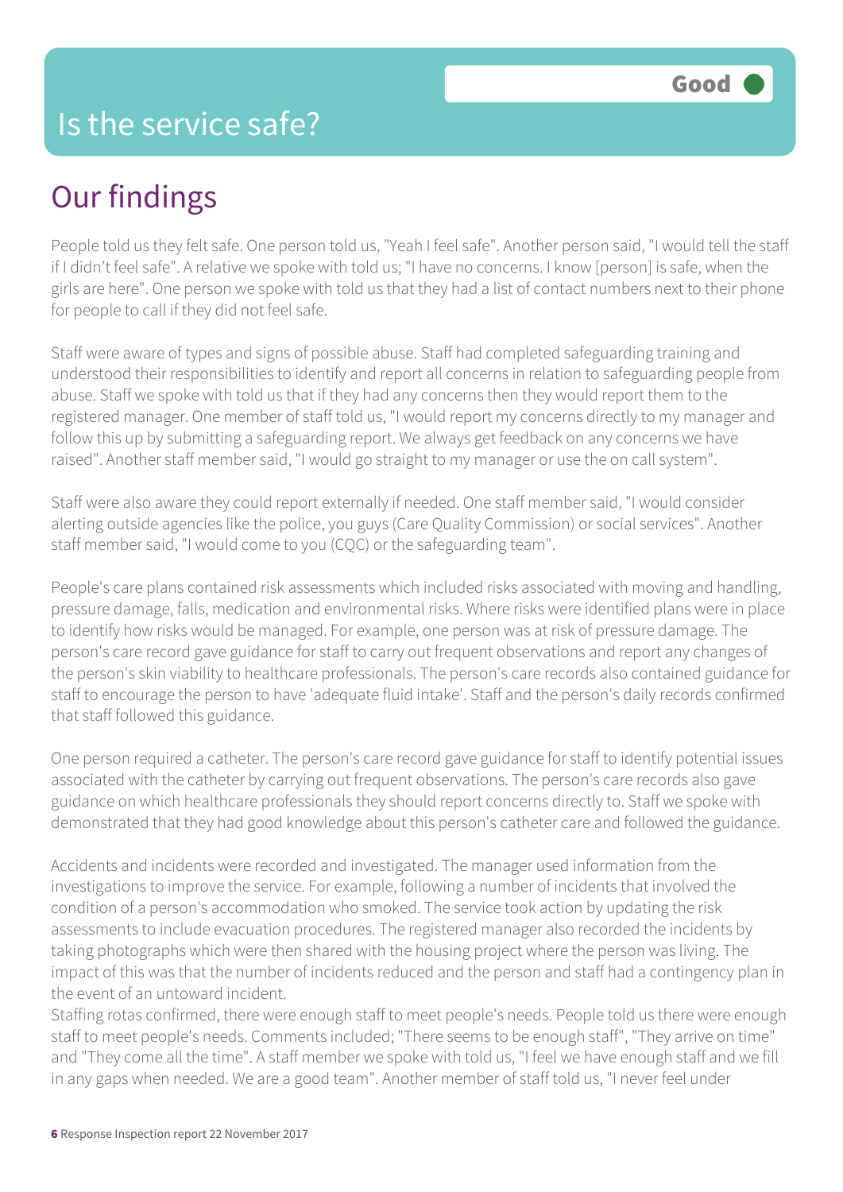# Is the service safe?

**Good**

## Our findings

People told us they felt safe. One person told us, "Yeah I feel safe". Another person said, "I would tell the staff if I didn't feel safe". A relative we spoke with told us; "I have no concerns. I know [person] is safe, when the girls are here". One person we spoke with told us that they had a list of contact numbers next to their phone for people to call if they did not feel safe.

Staff were aware of types and signs of possible abuse. Staff had completed safeguarding training and understood their responsibilities to identify and report all concerns in relation to safeguarding people from abuse. Staff we spoke with told us that if they had any concerns then they would report them to the registered manager. One member of staff told us, "I would report my concerns directly to my manager and follow this up by submitting a safeguarding report. We always get feedback on any concerns we have raised". Another staff member said, "I would go straight to my manager or use the on call system".

Staff were also aware they could report externally if needed. One staff member said, "I would consider alerting outside agencies like the police, you guys (Care Quality Commission) or social services". Another staff member said, "I would come to you (CQC) or the safeguarding team".

People's care plans contained risk assessments which included risks associated with moving and handling, pressure damage, falls, medication and environmental risks. Where risks were identified plans were in place to identify how risks would be managed. For example, one person was at risk of pressure damage. The person's care record gave guidance for staff to carry out frequent observations and report any changes of the person's skin viability to healthcare professionals. The person's care records also contained guidance for staff to encourage the person to have 'adequate fluid intake'. Staff and the person's daily records confirmed that staff followed this guidance.

One person required a catheter. The person's care record gave guidance for staff to identify potential issues associated with the catheter by carrying out frequent observations. The person's care records also gave guidance on which healthcare professionals they should report concerns directly to. Staff we spoke with demonstrated that they had good knowledge about this person's catheter care and followed the guidance.

Accidents and incidents were recorded and investigated. The manager used information from the investigations to improve the service. For example, following a number of incidents that involved the condition of a person's accommodation who smoked. The service took action by updating the risk assessments to include evacuation procedures. The registered manager also recorded the incidents by taking photographs which were then shared with the housing project where the person was living. The impact of this was that the number of incidents reduced and the person and staff had a contingency plan in the event of an untoward incident.

Staffing rotas confirmed, there were enough staff to meet people's needs. People told us there were enough staff to meet people's needs. Comments included; "There seems to be enough staff", "They arrive on time" and "They come all the time". A staff member we spoke with told us, "I feel we have enough staff and we fill in any gaps when needed. We are a good team". Another member of staff told us, "I never feel under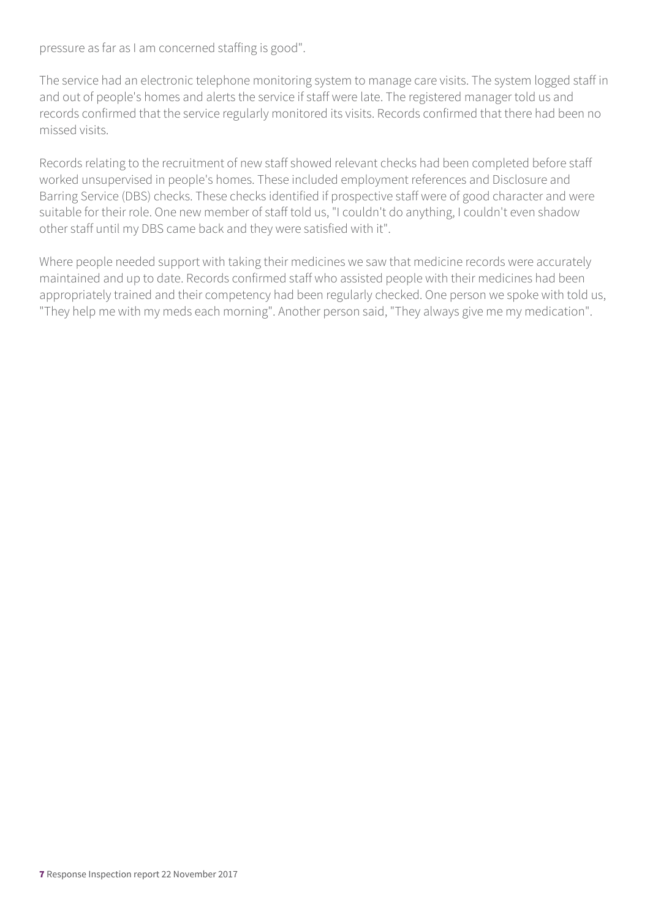pressure as far as I am concerned staffing is good".

The service had an electronic telephone monitoring system to manage care visits. The system logged staff in and out of people's homes and alerts the service if staff were late. The registered manager told us and records confirmed that the service regularly monitored its visits. Records confirmed that there had been no missed visits.

Records relating to the recruitment of new staff showed relevant checks had been completed before staff worked unsupervised in people's homes. These included employment references and Disclosure and Barring Service (DBS) checks. These checks identified if prospective staff were of good character and were suitable for their role. One new member of staff told us, "I couldn't do anything, I couldn't even shadow other staff until my DBS came back and they were satisfied with it".

Where people needed support with taking their medicines we saw that medicine records were accurately maintained and up to date. Records confirmed staff who assisted people with their medicines had been appropriately trained and their competency had been regularly checked. One person we spoke with told us, "They help me with my meds each morning". Another person said, "They always give me my medication".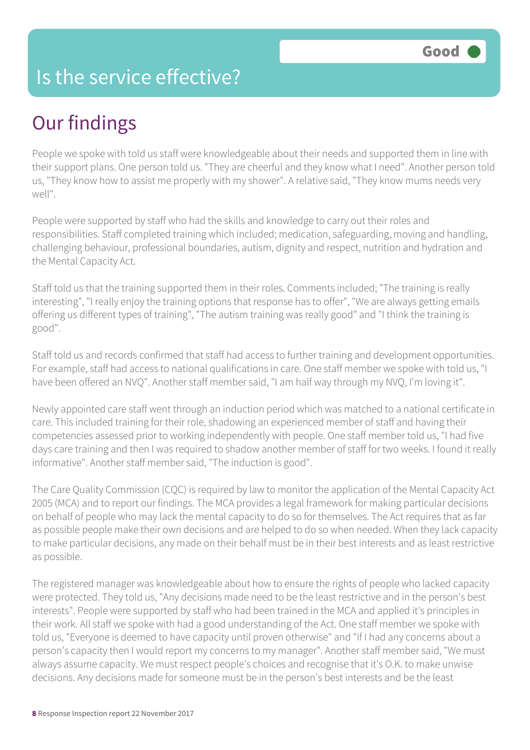# Is the service effective?

Good

## Our findings

People we spoke with told us staff were knowledgeable about their needs and supported them in line with their support plans. One person told us. "They are cheerful and they know what I need". Another person told us, "They know how to assist me properly with my shower". A relative said, "They know mums needs very well".

People were supported by staff who had the skills and knowledge to carry out their roles and responsibilities. Staff completed training which included; medication, safeguarding, moving and handling, challenging behaviour, professional boundaries, autism, dignity and respect, nutrition and hydration and the Mental Capacity Act.

Staff told us that the training supported them in their roles. Comments included; "The training is really interesting", "I really enjoy the training options that response has to offer", "We are always getting emails offering us different types of training", "The autism training was really good" and "I think the training is good".

Staff told us and records confirmed that staff had access to further training and development opportunities. For example, staff had access to national qualifications in care. One staff member we spoke with told us, "I have been offered an NVQ". Another staff member said, "I am half way through my NVQ, I'm loving it".

Newly appointed care staff went through an induction period which was matched to a national certificate in care. This included training for their role, shadowing an experienced member of staff and having their competencies assessed prior to working independently with people. One staff member told us, "I had five days care training and then I was required to shadow another member of staff for two weeks. I found it really informative". Another staff member said, "The induction is good".

The Care Quality Commission (CQC) is required by law to monitor the application of the Mental Capacity Act 2005 (MCA) and to report our findings. The MCA provides a legal framework for making particular decisions on behalf of people who may lack the mental capacity to do so for themselves. The Act requires that as far as possible people make their own decisions and are helped to do so when needed. When they lack capacity to make particular decisions, any made on their behalf must be in their best interests and as least restrictive as possible.

The registered manager was knowledgeable about how to ensure the rights of people who lacked capacity were protected. They told us, "Any decisions made need to be the least restrictive and in the person's best interests". People were supported by staff who had been trained in the MCA and applied it's principles in their work. All staff we spoke with had a good understanding of the Act. One staff member we spoke with told us, "Everyone is deemed to have capacity until proven otherwise" and "If I had any concerns about a person's capacity then I would report my concerns to my manager". Another staff member said, "We must always assume capacity. We must respect people's choices and recognise that it's O.K. to make unwise decisions. Any decisions made for someone must be in the person's best interests and be the least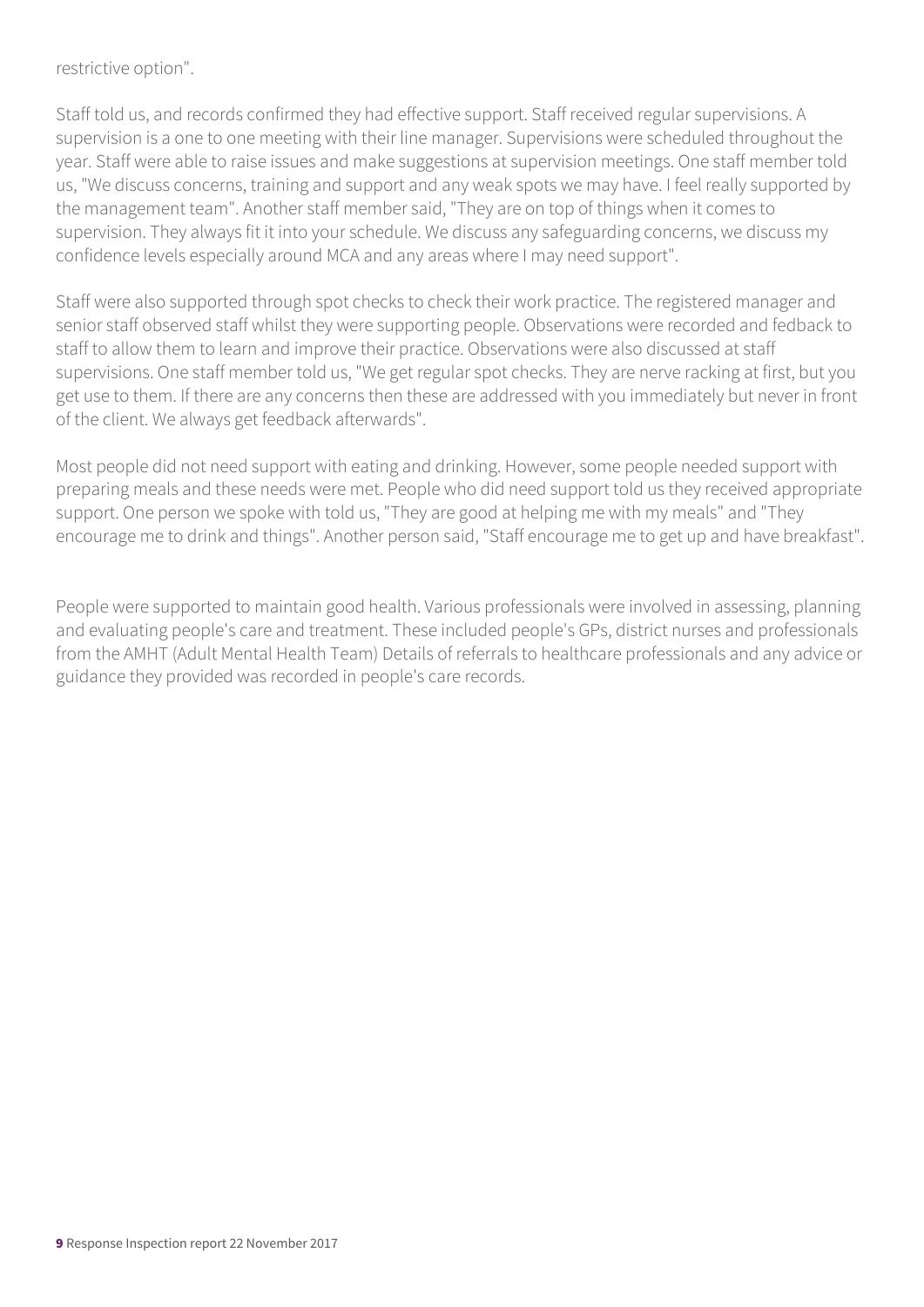restrictive option".

Staff told us, and records confirmed they had effective support. Staff received regular supervisions. A supervision is a one to one meeting with their line manager. Supervisions were scheduled throughout the year. Staff were able to raise issues and make suggestions at supervision meetings. One staff member told us, "We discuss concerns, training and support and any weak spots we may have. I feel really supported by the management team". Another staff member said, "They are on top of things when it comes to supervision. They always fit it into your schedule. We discuss any safeguarding concerns, we discuss my confidence levels especially around MCA and any areas where I may need support".

Staff were also supported through spot checks to check their work practice. The registered manager and senior staff observed staff whilst they were supporting people. Observations were recorded and fedback to staff to allow them to learn and improve their practice. Observations were also discussed at staff supervisions. One staff member told us, "We get regular spot checks. They are nerve racking at first, but you get use to them. If there are any concerns then these are addressed with you immediately but never in front of the client. We always get feedback afterwards".

Most people did not need support with eating and drinking. However, some people needed support with preparing meals and these needs were met. People who did need support told us they received appropriate support. One person we spoke with told us, "They are good at helping me with my meals" and "They encourage me to drink and things". Another person said, "Staff encourage me to get up and have breakfast".

People were supported to maintain good health. Various professionals were involved in assessing, planning and evaluating people's care and treatment. These included people's GPs, district nurses and professionals from the AMHT (Adult Mental Health Team) Details of referrals to healthcare professionals and any advice or guidance they provided was recorded in people's care records.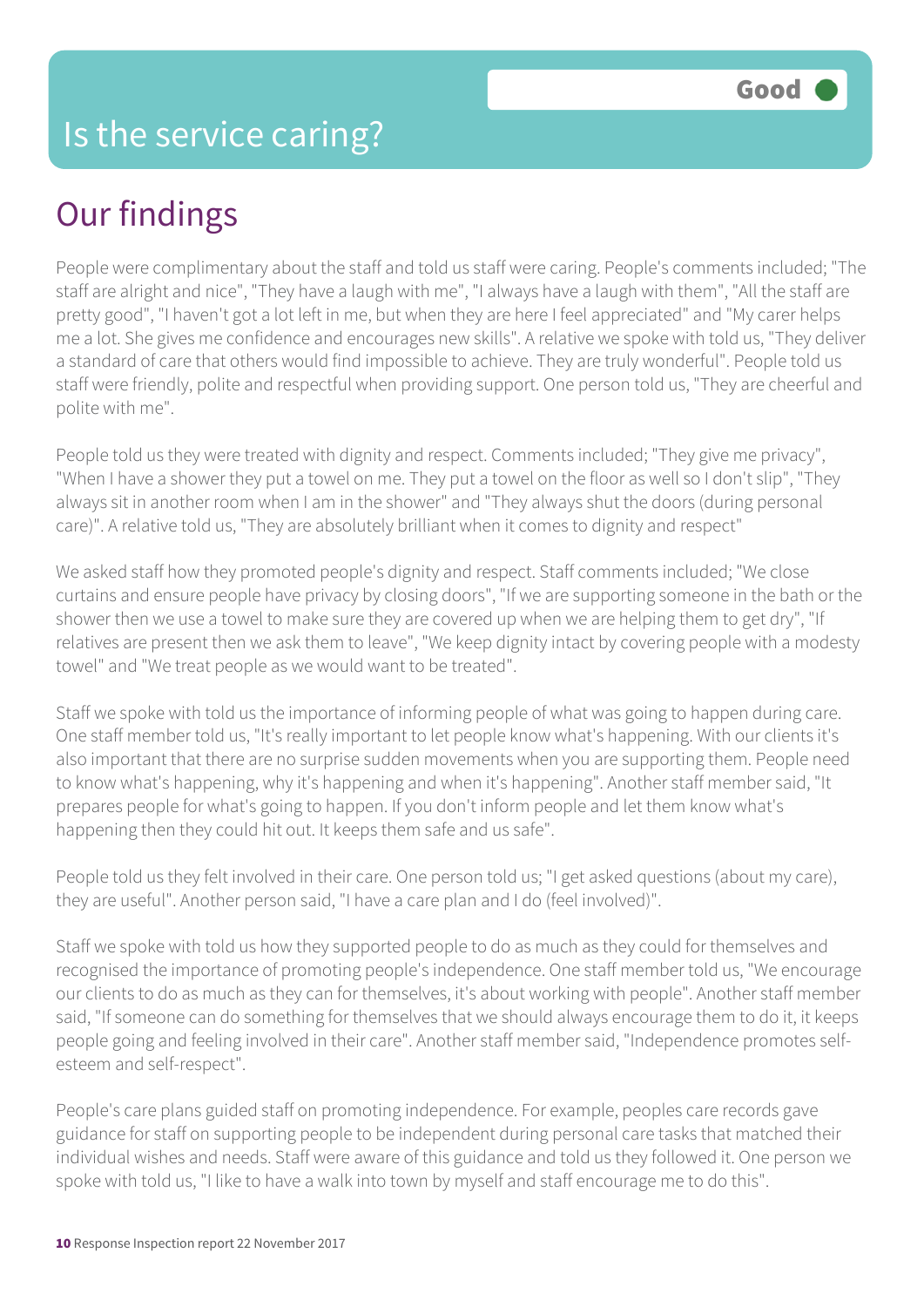# Is the service caring?

Good

## Our findings

People were complimentary about the staff and told us staff were caring. People's comments included; "The staff are alright and nice", "They have a laugh with me", "I always have a laugh with them", "All the staff are pretty good", "I haven't got a lot left in me, but when they are here I feel appreciated" and "My carer helps me a lot. She gives me confidence and encourages new skills". A relative we spoke with told us, "They deliver a standard of care that others would find impossible to achieve. They are truly wonderful". People told us staff were friendly, polite and respectful when providing support. One person told us, "They are cheerful and polite with me".

People told us they were treated with dignity and respect. Comments included; "They give me privacy", "When I have a shower they put a towel on me. They put a towel on the floor as well so I don't slip", "They always sit in another room when I am in the shower" and "They always shut the doors (during personal care)". A relative told us, "They are absolutely brilliant when it comes to dignity and respect"

We asked staff how they promoted people's dignity and respect. Staff comments included; "We close curtains and ensure people have privacy by closing doors", "If we are supporting someone in the bath or the shower then we use a towel to make sure they are covered up when we are helping them to get dry", "If relatives are present then we ask them to leave", "We keep dignity intact by covering people with a modesty towel" and "We treat people as we would want to be treated".

Staff we spoke with told us the importance of informing people of what was going to happen during care. One staff member told us, "It's really important to let people know what's happening. With our clients it's also important that there are no surprise sudden movements when you are supporting them. People need to know what's happening, why it's happening and when it's happening". Another staff member said, "It prepares people for what's going to happen. If you don't inform people and let them know what's happening then they could hit out. It keeps them safe and us safe".

People told us they felt involved in their care. One person told us; "I get asked questions (about my care), they are useful". Another person said, "I have a care plan and I do (feel involved)".

Staff we spoke with told us how they supported people to do as much as they could for themselves and recognised the importance of promoting people's independence. One staff member told us, "We encourage our clients to do as much as they can for themselves, it's about working with people". Another staff member said, "If someone can do something for themselves that we should always encourage them to do it, it keeps people going and feeling involved in their care". Another staff member said, "Independence promotes self-esteem and self-respect".

People's care plans guided staff on promoting independence. For example, peoples care records gave guidance for staff on supporting people to be independent during personal care tasks that matched their individual wishes and needs. Staff were aware of this guidance and told us they followed it. One person we spoke with told us, "I like to have a walk into town by myself and staff encourage me to do this".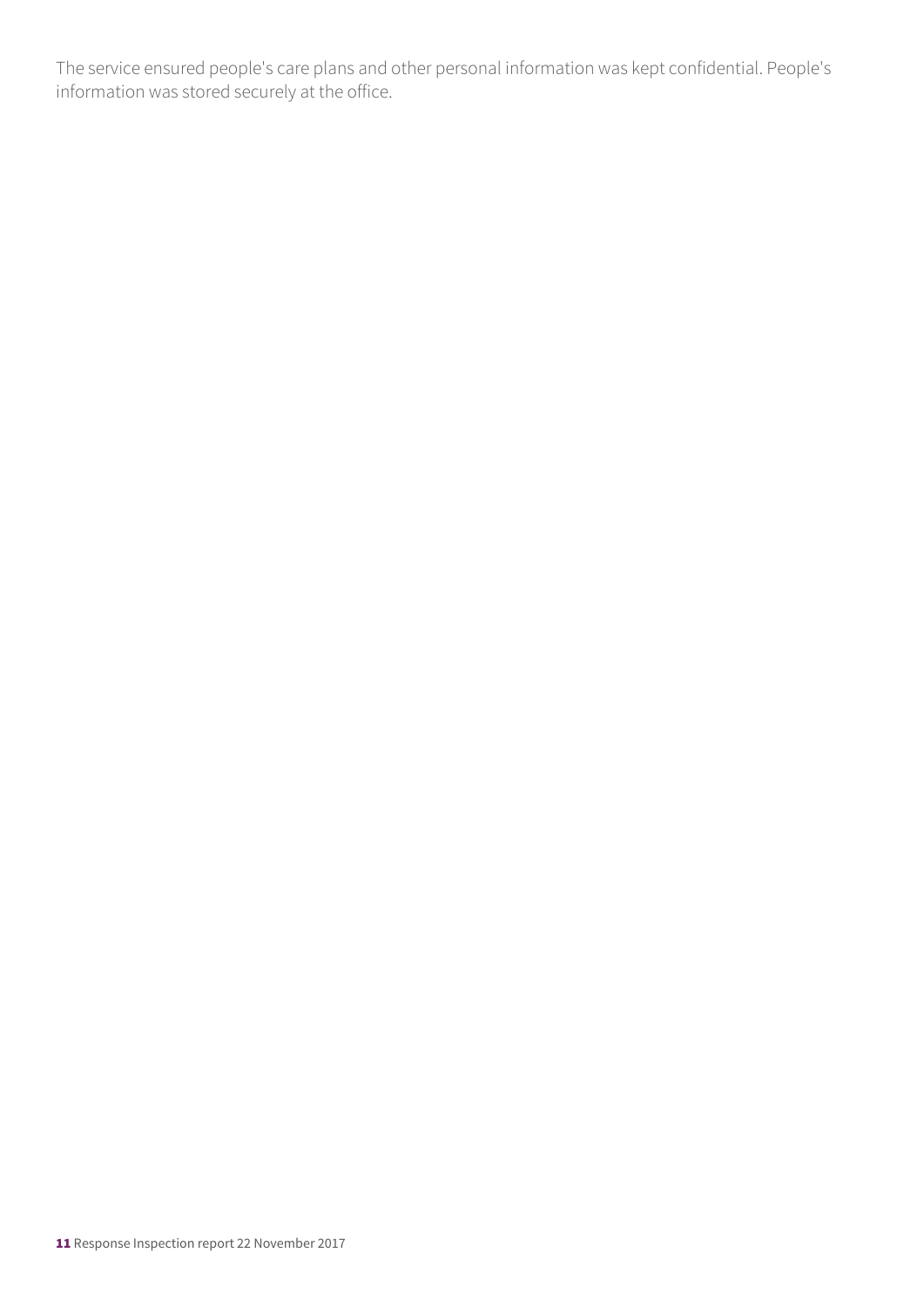The service ensured people's care plans and other personal information was kept confidential. People's information was stored securely at the office.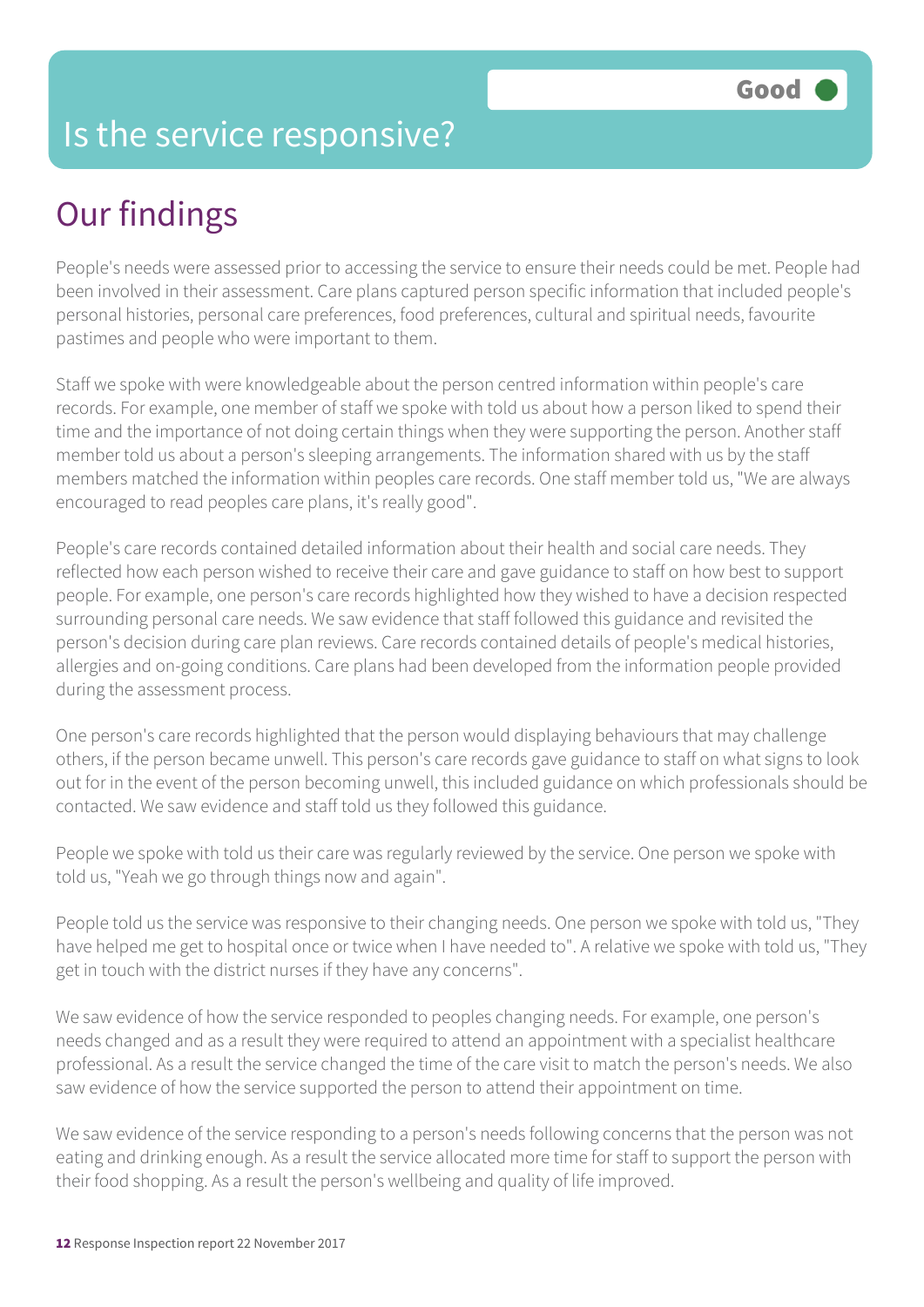# Is the service responsive?

**Good**

## Our findings

People's needs were assessed prior to accessing the service to ensure their needs could be met. People had been involved in their assessment. Care plans captured person specific information that included people's personal histories, personal care preferences, food preferences, cultural and spiritual needs, favourite pastimes and people who were important to them.

Staff we spoke with were knowledgeable about the person centred information within people's care records. For example, one member of staff we spoke with told us about how a person liked to spend their time and the importance of not doing certain things when they were supporting the person. Another staff member told us about a person's sleeping arrangements. The information shared with us by the staff members matched the information within peoples care records. One staff member told us, "We are always encouraged to read peoples care plans, it's really good".

People's care records contained detailed information about their health and social care needs. They reflected how each person wished to receive their care and gave guidance to staff on how best to support people. For example, one person's care records highlighted how they wished to have a decision respected surrounding personal care needs. We saw evidence that staff followed this guidance and revisited the person's decision during care plan reviews. Care records contained details of people's medical histories, allergies and on-going conditions. Care plans had been developed from the information people provided during the assessment process.

One person's care records highlighted that the person would displaying behaviours that may challenge others, if the person became unwell. This person's care records gave guidance to staff on what signs to look out for in the event of the person becoming unwell, this included guidance on which professionals should be contacted. We saw evidence and staff told us they followed this guidance.

People we spoke with told us their care was regularly reviewed by the service. One person we spoke with told us, "Yeah we go through things now and again".

People told us the service was responsive to their changing needs. One person we spoke with told us, "They have helped me get to hospital once or twice when I have needed to". A relative we spoke with told us, "They get in touch with the district nurses if they have any concerns".

We saw evidence of how the service responded to peoples changing needs. For example, one person's needs changed and as a result they were required to attend an appointment with a specialist healthcare professional. As a result the service changed the time of the care visit to match the person's needs. We also saw evidence of how the service supported the person to attend their appointment on time.

We saw evidence of the service responding to a person's needs following concerns that the person was not eating and drinking enough. As a result the service allocated more time for staff to support the person with their food shopping. As a result the person's wellbeing and quality of life improved.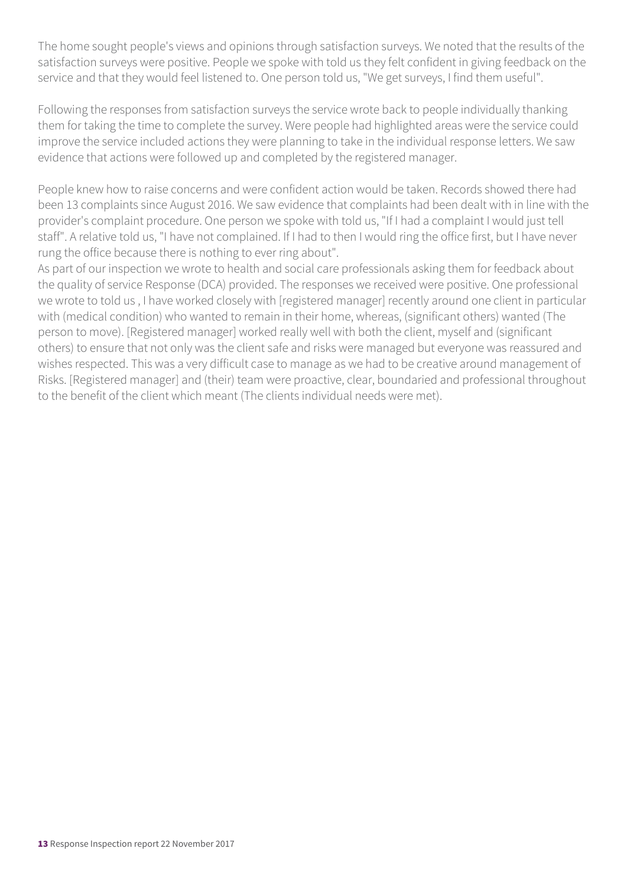The home sought people's views and opinions through satisfaction surveys. We noted that the results of the satisfaction surveys were positive. People we spoke with told us they felt confident in giving feedback on the service and that they would feel listened to. One person told us, "We get surveys, I find them useful".

Following the responses from satisfaction surveys the service wrote back to people individually thanking them for taking the time to complete the survey. Were people had highlighted areas were the service could improve the service included actions they were planning to take in the individual response letters. We saw evidence that actions were followed up and completed by the registered manager.

People knew how to raise concerns and were confident action would be taken. Records showed there had been 13 complaints since August 2016. We saw evidence that complaints had been dealt with in line with the provider's complaint procedure. One person we spoke with told us, "If I had a complaint I would just tell staff". A relative told us, "I have not complained. If I had to then I would ring the office first, but I have never rung the office because there is nothing to ever ring about".
As part of our inspection we wrote to health and social care professionals asking them for feedback about the quality of service Response (DCA) provided. The responses we received were positive. One professional we wrote to told us , I have worked closely with [registered manager] recently around one client in particular with (medical condition) who wanted to remain in their home, whereas, (significant others) wanted (The person to move). [Registered manager] worked really well with both the client, myself and (significant others) to ensure that not only was the client safe and risks were managed but everyone was reassured and wishes respected. This was a very difficult case to manage as we had to be creative around management of Risks. [Registered manager] and (their) team were proactive, clear, boundaried and professional throughout to the benefit of the client which meant (The clients individual needs were met).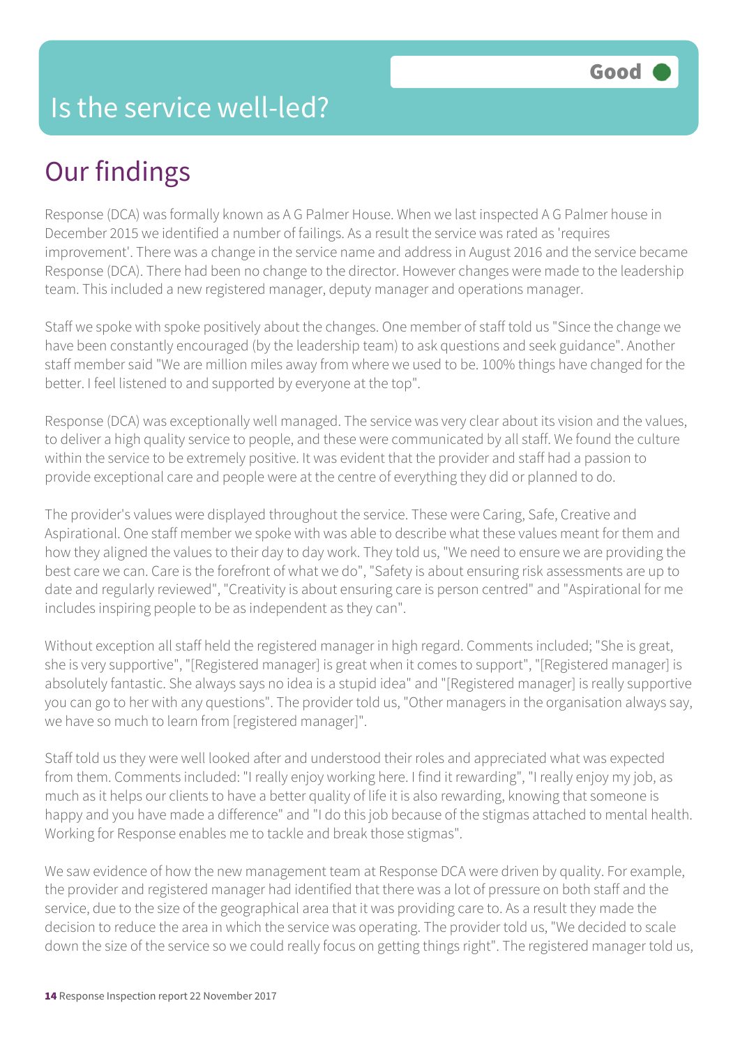# Is the service well-led?

Good

## Our findings

Response (DCA) was formally known as A G Palmer House. When we last inspected A G Palmer house in December 2015 we identified a number of failings. As a result the service was rated as 'requires improvement'. There was a change in the service name and address in August 2016 and the service became Response (DCA). There had been no change to the director. However changes were made to the leadership team. This included a new registered manager, deputy manager and operations manager.

Staff we spoke with spoke positively about the changes. One member of staff told us "Since the change we have been constantly encouraged (by the leadership team) to ask questions and seek guidance". Another staff member said "We are million miles away from where we used to be. 100% things have changed for the better. I feel listened to and supported by everyone at the top".

Response (DCA) was exceptionally well managed. The service was very clear about its vision and the values, to deliver a high quality service to people, and these were communicated by all staff. We found the culture within the service to be extremely positive. It was evident that the provider and staff had a passion to provide exceptional care and people were at the centre of everything they did or planned to do.

The provider's values were displayed throughout the service. These were Caring, Safe, Creative and Aspirational. One staff member we spoke with was able to describe what these values meant for them and how they aligned the values to their day to day work. They told us, "We need to ensure we are providing the best care we can. Care is the forefront of what we do", "Safety is about ensuring risk assessments are up to date and regularly reviewed", "Creativity is about ensuring care is person centred" and "Aspirational for me includes inspiring people to be as independent as they can".

Without exception all staff held the registered manager in high regard. Comments included; "She is great, she is very supportive", "[Registered manager] is great when it comes to support", "[Registered manager] is absolutely fantastic. She always says no idea is a stupid idea" and "[Registered manager] is really supportive you can go to her with any questions". The provider told us, "Other managers in the organisation always say, we have so much to learn from [registered manager]".

Staff told us they were well looked after and understood their roles and appreciated what was expected from them. Comments included: "I really enjoy working here. I find it rewarding", "I really enjoy my job, as much as it helps our clients to have a better quality of life it is also rewarding, knowing that someone is happy and you have made a difference" and "I do this job because of the stigmas attached to mental health. Working for Response enables me to tackle and break those stigmas".

We saw evidence of how the new management team at Response DCA were driven by quality. For example, the provider and registered manager had identified that there was a lot of pressure on both staff and the service, due to the size of the geographical area that it was providing care to. As a result they made the decision to reduce the area in which the service was operating. The provider told us, "We decided to scale down the size of the service so we could really focus on getting things right". The registered manager told us,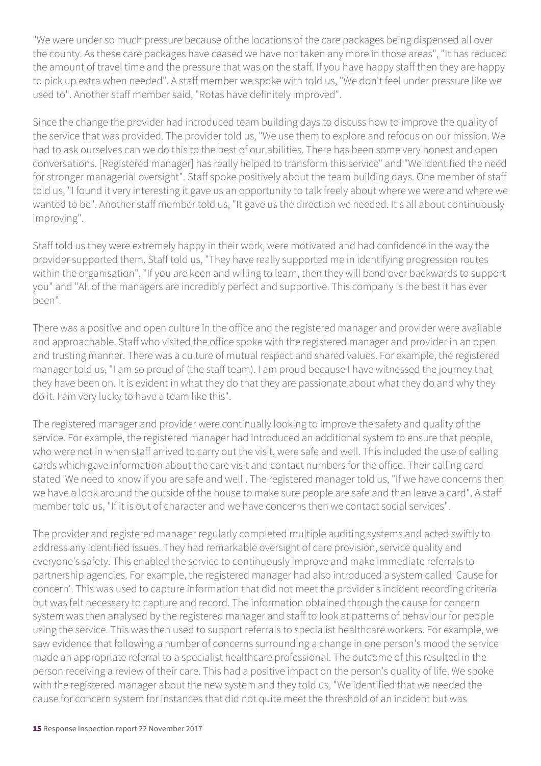"We were under so much pressure because of the locations of the care packages being dispensed all over the county. As these care packages have ceased we have not taken any more in those areas", "It has reduced the amount of travel time and the pressure that was on the staff. If you have happy staff then they are happy to pick up extra when needed". A staff member we spoke with told us, "We don't feel under pressure like we used to". Another staff member said, "Rotas have definitely improved".

Since the change the provider had introduced team building days to discuss how to improve the quality of the service that was provided. The provider told us, "We use them to explore and refocus on our mission. We had to ask ourselves can we do this to the best of our abilities. There has been some very honest and open conversations. [Registered manager] has really helped to transform this service" and "We identified the need for stronger managerial oversight". Staff spoke positively about the team building days. One member of staff told us, "I found it very interesting it gave us an opportunity to talk freely about where we were and where we wanted to be". Another staff member told us, "It gave us the direction we needed. It's all about continuously improving".

Staff told us they were extremely happy in their work, were motivated and had confidence in the way the provider supported them. Staff told us, "They have really supported me in identifying progression routes within the organisation", "If you are keen and willing to learn, then they will bend over backwards to support you" and "All of the managers are incredibly perfect and supportive. This company is the best it has ever been".

There was a positive and open culture in the office and the registered manager and provider were available and approachable. Staff who visited the office spoke with the registered manager and provider in an open and trusting manner. There was a culture of mutual respect and shared values. For example, the registered manager told us, "I am so proud of (the staff team). I am proud because I have witnessed the journey that they have been on. It is evident in what they do that they are passionate about what they do and why they do it. I am very lucky to have a team like this".

The registered manager and provider were continually looking to improve the safety and quality of the service. For example, the registered manager had introduced an additional system to ensure that people, who were not in when staff arrived to carry out the visit, were safe and well. This included the use of calling cards which gave information about the care visit and contact numbers for the office. Their calling card stated 'We need to know if you are safe and well'. The registered manager told us, "If we have concerns then we have a look around the outside of the house to make sure people are safe and then leave a card". A staff member told us, "If it is out of character and we have concerns then we contact social services".

The provider and registered manager regularly completed multiple auditing systems and acted swiftly to address any identified issues. They had remarkable oversight of care provision, service quality and everyone's safety. This enabled the service to continuously improve and make immediate referrals to partnership agencies. For example, the registered manager had also introduced a system called 'Cause for concern'. This was used to capture information that did not meet the provider's incident recording criteria but was felt necessary to capture and record. The information obtained through the cause for concern system was then analysed by the registered manager and staff to look at patterns of behaviour for people using the service. This was then used to support referrals to specialist healthcare workers. For example, we saw evidence that following a number of concerns surrounding a change in one person's mood the service made an appropriate referral to a specialist healthcare professional. The outcome of this resulted in the person receiving a review of their care. This had a positive impact on the person's quality of life. We spoke with the registered manager about the new system and they told us, "We identified that we needed the cause for concern system for instances that did not quite meet the threshold of an incident but was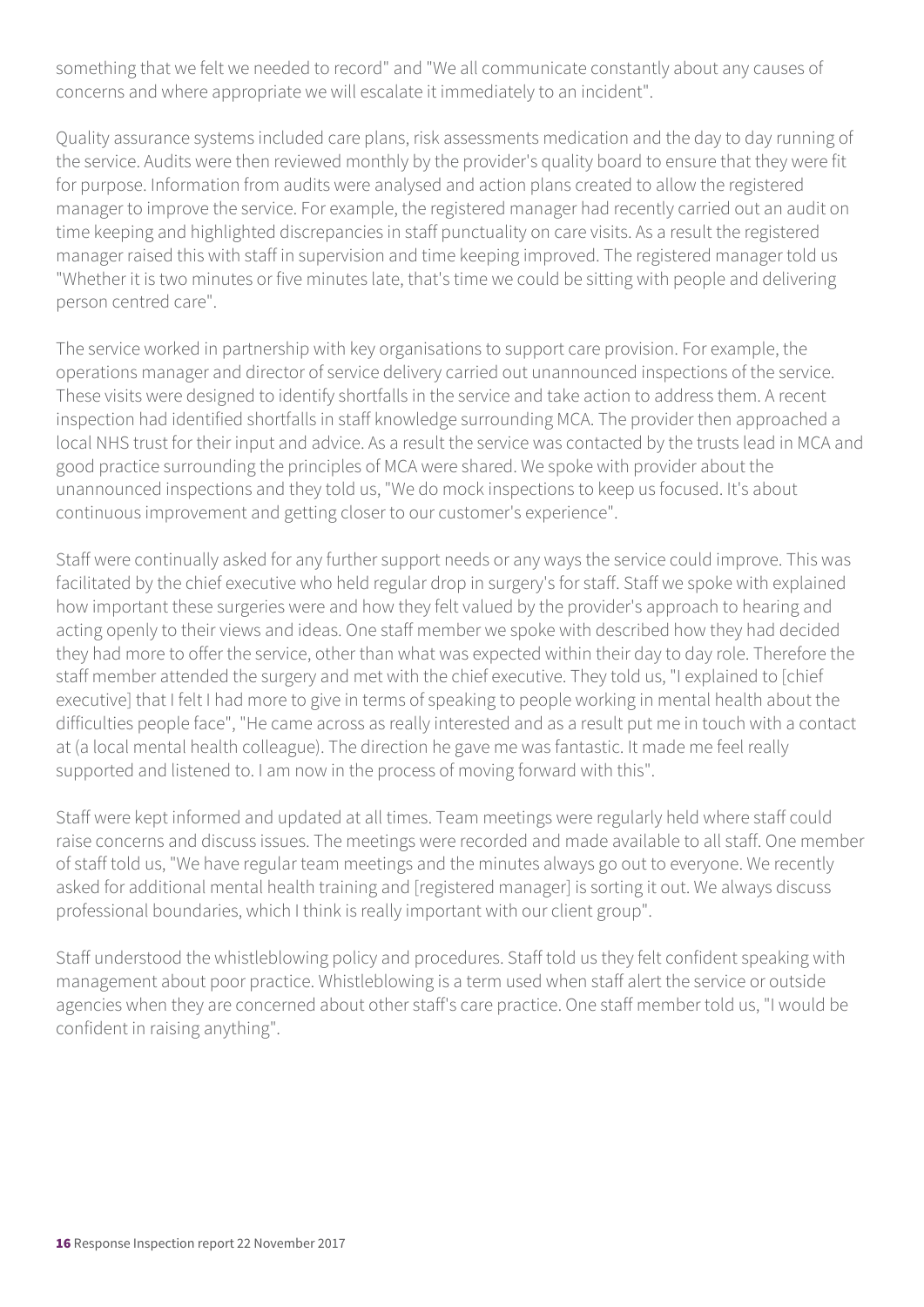something that we felt we needed to record" and "We all communicate constantly about any causes of concerns and where appropriate we will escalate it immediately to an incident".

Quality assurance systems included care plans, risk assessments medication and the day to day running of the service. Audits were then reviewed monthly by the provider's quality board to ensure that they were fit for purpose. Information from audits were analysed and action plans created to allow the registered manager to improve the service. For example, the registered manager had recently carried out an audit on time keeping and highlighted discrepancies in staff punctuality on care visits. As a result the registered manager raised this with staff in supervision and time keeping improved. The registered manager told us "Whether it is two minutes or five minutes late, that's time we could be sitting with people and delivering person centred care".

The service worked in partnership with key organisations to support care provision. For example, the operations manager and director of service delivery carried out unannounced inspections of the service. These visits were designed to identify shortfalls in the service and take action to address them. A recent inspection had identified shortfalls in staff knowledge surrounding MCA. The provider then approached a local NHS trust for their input and advice. As a result the service was contacted by the trusts lead in MCA and good practice surrounding the principles of MCA were shared. We spoke with provider about the unannounced inspections and they told us, "We do mock inspections to keep us focused. It's about continuous improvement and getting closer to our customer's experience".

Staff were continually asked for any further support needs or any ways the service could improve. This was facilitated by the chief executive who held regular drop in surgery's for staff. Staff we spoke with explained how important these surgeries were and how they felt valued by the provider's approach to hearing and acting openly to their views and ideas. One staff member we spoke with described how they had decided they had more to offer the service, other than what was expected within their day to day role. Therefore the staff member attended the surgery and met with the chief executive. They told us, "I explained to [chief executive] that I felt I had more to give in terms of speaking to people working in mental health about the difficulties people face", "He came across as really interested and as a result put me in touch with a contact at (a local mental health colleague). The direction he gave me was fantastic. It made me feel really supported and listened to. I am now in the process of moving forward with this".

Staff were kept informed and updated at all times. Team meetings were regularly held where staff could raise concerns and discuss issues. The meetings were recorded and made available to all staff. One member of staff told us, "We have regular team meetings and the minutes always go out to everyone. We recently asked for additional mental health training and [registered manager] is sorting it out. We always discuss professional boundaries, which I think is really important with our client group".

Staff understood the whistleblowing policy and procedures. Staff told us they felt confident speaking with management about poor practice. Whistleblowing is a term used when staff alert the service or outside agencies when they are concerned about other staff's care practice. One staff member told us, "I would be confident in raising anything".